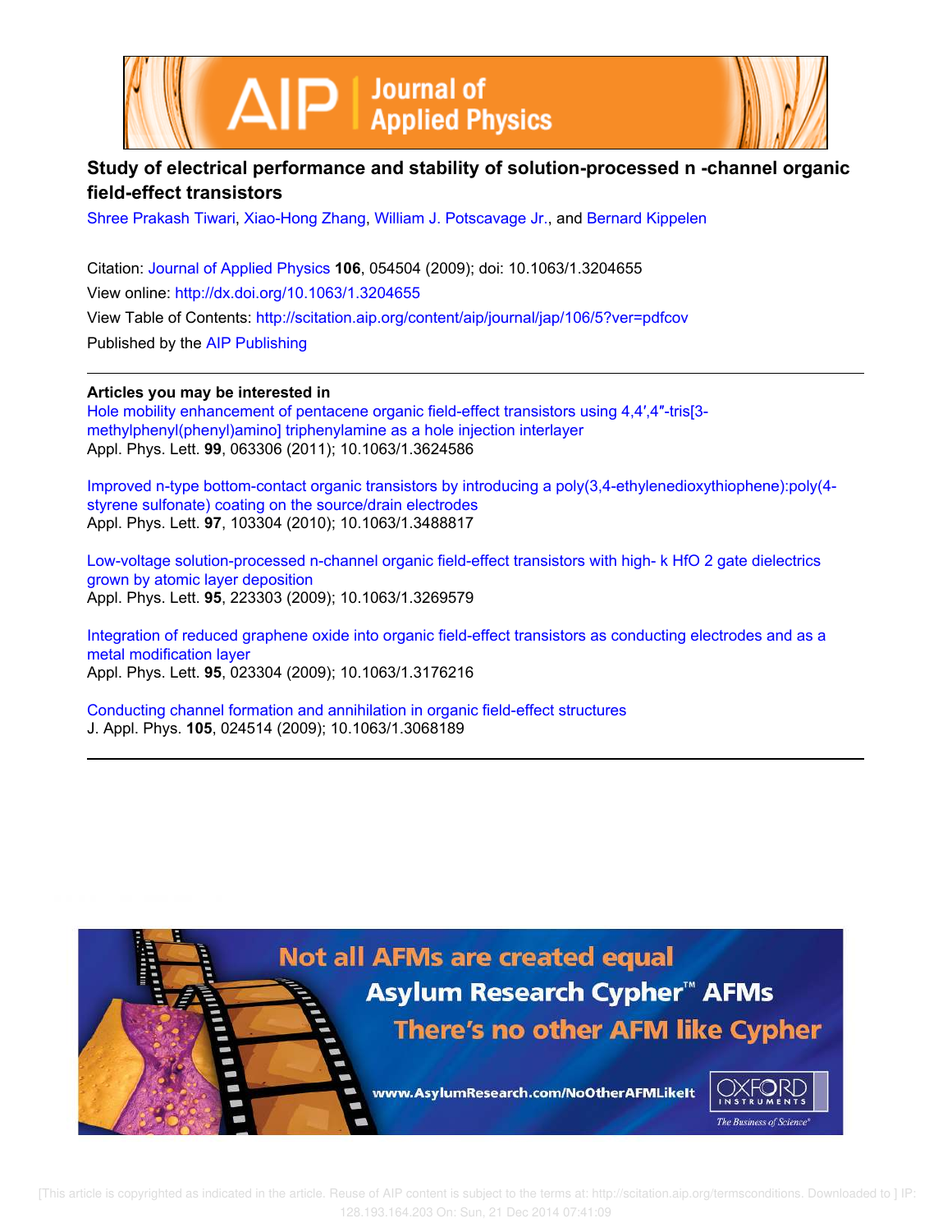# Study of electrical performance and stability of solution-processed n -channel organic field-effect transistors

Shree Prakash Tiwari, Xiao-Hong Zhang, William J. Potscavage Jr., and Bernard Kippelen

Citation: Journal of Applied Physics **106**, 054504 (2009); doi: 10.1063/1.3204655

View online: http://dx.doi.org/10.1063/1.3204655

View Table of Contents: http://scitation.aip.org/content/aip/journal/jap/106/5?ver=pdfcov

Published by the AIP Publishing

---

**Articles you may be interested in**

Hole mobility enhancement of pentacene organic field-effect transistors using 4,4′,4″-tris[3-methylphenyl(phenyl)amino] triphenylamine as a hole injection interlayer
Appl. Phys. Lett. **99**, 063306 (2011); 10.1063/1.3624586

Improved n-type bottom-contact organic transistors by introducing a poly(3,4-ethylenedioxythiophene):poly(4-styrene sulfonate) coating on the source/drain electrodes
Appl. Phys. Lett. **97**, 103304 (2010); 10.1063/1.3488817

Low-voltage solution-processed n-channel organic field-effect transistors with high- k HfO 2 gate dielectrics grown by atomic layer deposition
Appl. Phys. Lett. **95**, 223303 (2009); 10.1063/1.3269579

Integration of reduced graphene oxide into organic field-effect transistors as conducting electrodes and as a metal modification layer
Appl. Phys. Lett. **95**, 023304 (2009); 10.1063/1.3176216

Conducting channel formation and annihilation in organic field-effect structures
J. Appl. Phys. **105**, 024514 (2009); 10.1063/1.3068189

---

Not all AFMs are created equal
Asylum Research Cypher™ AFMs
There's no other AFM like Cypher

www.AsylumResearch.com/NoOtherAFMLikeIt

OXFORD INSTRUMENTS
The Business of Science®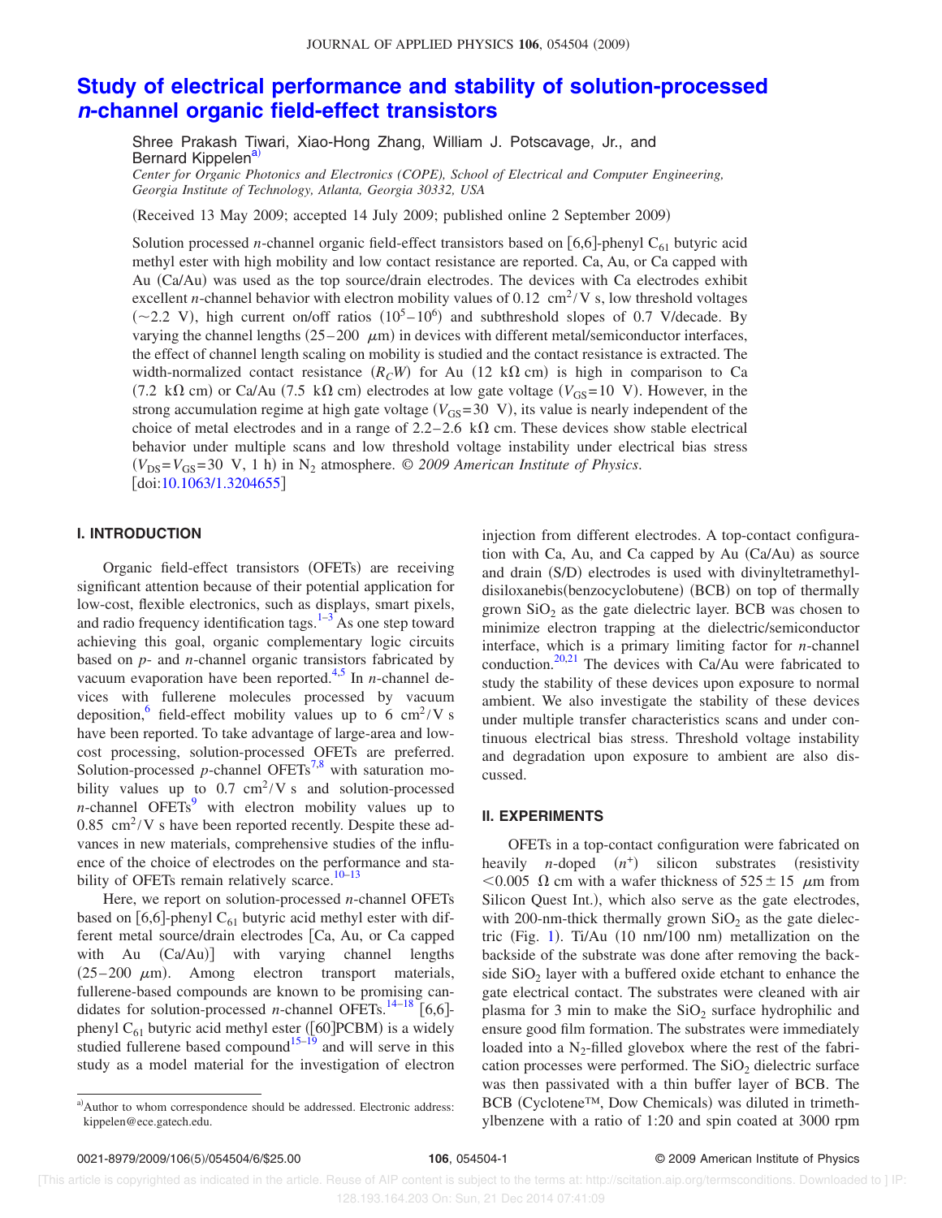# Study of electrical performance and stability of solution-processed *n*-channel organic field-effect transistors

Shree Prakash Tiwari, Xiao-Hong Zhang, William J. Potscavage, Jr., and Bernard Kippelen[a]

*Center for Organic Photonics and Electronics (COPE), School of Electrical and Computer Engineering, Georgia Institute of Technology, Atlanta, Georgia 30332, USA*

(Received 13 May 2009; accepted 14 July 2009; published online 2 September 2009)

Solution processed *n*-channel organic field-effect transistors based on [6,6]-phenyl $C_{61}$ butyric acid methyl ester with high mobility and low contact resistance are reported. Ca, Au, or Ca capped with Au (Ca/Au) was used as the top source/drain electrodes. The devices with Ca electrodes exhibit excellent *n*-channel behavior with electron mobility values of 0.12 $cm^2/V$ s, low threshold voltages (~2.2 V), high current on/off ratios ($10^5$–$10^6$) and subthreshold slopes of 0.7 V/decade. By varying the channel lengths (25–200 $\mu$m) in devices with different metal/semiconductor interfaces, the effect of channel length scaling on mobility is studied and the contact resistance is extracted. The width-normalized contact resistance ($R_CW$) for Au (12 k$\Omega$ cm) is high in comparison to Ca (7.2 k$\Omega$ cm) or Ca/Au (7.5 k$\Omega$ cm) electrodes at low gate voltage ($V_{GS}$=10 V). However, in the strong accumulation regime at high gate voltage ($V_{GS}$=30 V), its value is nearly independent of the choice of metal electrodes and in a range of 2.2–2.6 k$\Omega$ cm. These devices show stable electrical behavior under multiple scans and low threshold voltage instability under electrical bias stress ($V_{DS}$=$V_{GS}$=30 V, 1 h) in $N_2$ atmosphere. © *2009 American Institute of Physics*. [doi:10.1063/1.3204655]

## I. INTRODUCTION

Organic field-effect transistors (OFETs) are receiving significant attention because of their potential application for low-cost, flexible electronics, such as displays, smart pixels, and radio frequency identification tags.[1–3] As one step toward achieving this goal, organic complementary logic circuits based on *p*- and *n*-channel organic transistors fabricated by vacuum evaporation have been reported.[4,5] In *n*-channel devices with fullerene molecules processed by vacuum deposition,[6] field-effect mobility values up to 6 $cm^2/V$ s have been reported. To take advantage of large-area and low-cost processing, solution-processed OFETs are preferred. Solution-processed *p*-channel OFETs[7,8] with saturation mobility values up to 0.7 $cm^2/V$ s and solution-processed *n*-channel OFETs[9] with electron mobility values up to 0.85 $cm^2/V$ s have been reported recently. Despite these advances in new materials, comprehensive studies of the influence of the choice of electrodes on the performance and stability of OFETs remain relatively scarce.[10–13]

Here, we report on solution-processed *n*-channel OFETs based on [6,6]-phenyl $C_{61}$ butyric acid methyl ester with different metal source/drain electrodes [Ca, Au, or Ca capped with Au (Ca/Au)] with varying channel lengths (25–200 $\mu$m). Among electron transport materials, fullerene-based compounds are known to be promising candidates for solution-processed *n*-channel OFETs.[14–18] [6,6]-phenyl $C_{61}$ butyric acid methyl ester ([60]PCBM) is a widely studied fullerene based compound[15–19] and will serve in this study as a model material for the investigation of electron injection from different electrodes. A top-contact configuration with Ca, Au, and Ca capped by Au (Ca/Au) as source and drain (S/D) electrodes is used with divinyltetramethyldisiloxanebis(benzocyclobutene) (BCB) on top of thermally grown $SiO_2$ as the gate dielectric layer. BCB was chosen to minimize electron trapping at the dielectric/semiconductor interface, which is a primary limiting factor for *n*-channel conduction.[20,21] The devices with Ca/Au were fabricated to study the stability of these devices upon exposure to normal ambient. We also investigate the stability of these devices under multiple transfer characteristics scans and under continuous electrical bias stress. Threshold voltage instability and degradation upon exposure to ambient are also discussed.

## II. EXPERIMENTS

OFETs in a top-contact configuration were fabricated on heavily *n*-doped ($n^+$) silicon substrates (resistivity <0.005 $\Omega$ cm with a wafer thickness of 525±15 $\mu$m from Silicon Quest Int.), which also serve as the gate electrodes, with 200-nm-thick thermally grown $SiO_2$ as the gate dielectric (Fig. 1). Ti/Au (10 nm/100 nm) metallization on the backside of the substrate was done after removing the backside $SiO_2$ layer with a buffered oxide etchant to enhance the gate electrical contact. The substrates were cleaned with air plasma for 3 min to make the $SiO_2$ surface hydrophilic and ensure good film formation. The substrates were immediately loaded into a $N_2$-filled glovebox where the rest of the fabrication processes were performed. The $SiO_2$ dielectric surface was then passivated with a thin buffer layer of BCB. The BCB (Cyclotene™, Dow Chemicals) was diluted in trimethylbenzene with a ratio of 1:20 and spin coated at 3000 rpm

[a]Author to whom correspondence should be addressed. Electronic address: kippelen@ece.gatech.edu.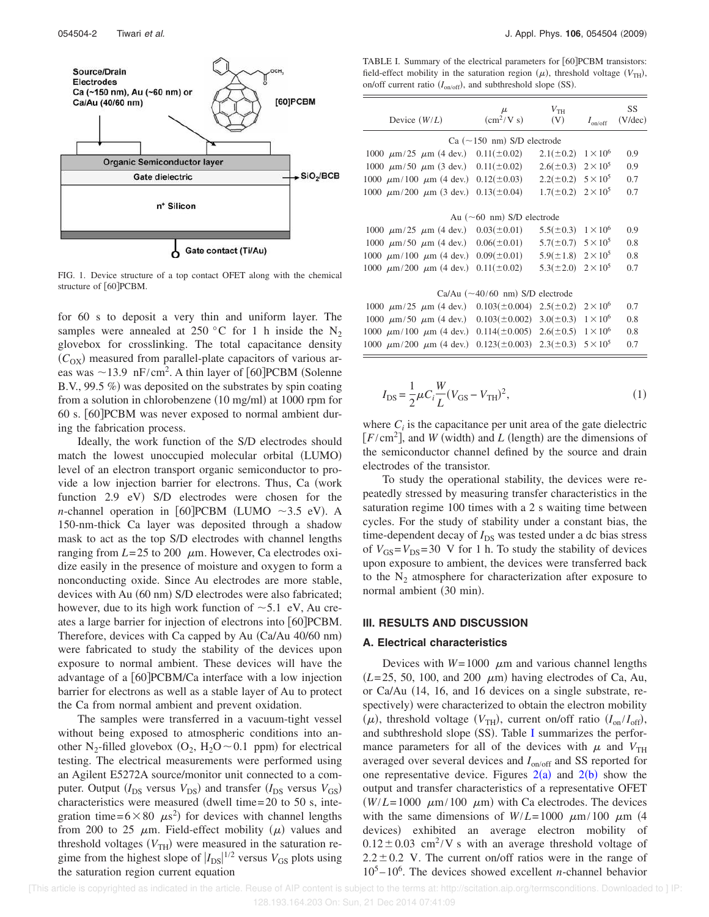FIG. 1. Device structure of a top contact OFET along with the chemical structure of [60]PCBM.

for 60 s to deposit a very thin and uniform layer. The samples were annealed at 250 °C for 1 h inside the $N_2$ glovebox for crosslinking. The total capacitance density ($C_{OX}$) measured from parallel-plate capacitors of various areas was ~13.9 nF/cm$^2$. A thin layer of [60]PCBM (Solenne B.V., 99.5 %) was deposited on the substrates by spin coating from a solution in chlorobenzene (10 mg/ml) at 1000 rpm for 60 s. [60]PCBM was never exposed to normal ambient during the fabrication process.

Ideally, the work function of the S/D electrodes should match the lowest unoccupied molecular orbital (LUMO) level of an electron transport organic semiconductor to provide a low injection barrier for electrons. Thus, Ca (work function 2.9 eV) S/D electrodes were chosen for the $n$-channel operation in [60]PCBM (LUMO ~3.5 eV). A 150-nm-thick Ca layer was deposited through a shadow mask to act as the top S/D electrodes with channel lengths ranging from $L$=25 to 200 μm. However, Ca electrodes oxidize easily in the presence of moisture and oxygen to form a nonconducting oxide. Since Au electrodes are more stable, devices with Au (60 nm) S/D electrodes were also fabricated; however, due to its high work function of ~5.1 eV, Au creates a large barrier for injection of electrons into [60]PCBM. Therefore, devices with Ca capped by Au (Ca/Au 40/60 nm) were fabricated to study the stability of the devices upon exposure to normal ambient. These devices will have the advantage of a [60]PCBM/Ca interface with a low injection barrier for electrons as well as a stable layer of Au to protect the Ca from normal ambient and prevent oxidation.

The samples were transferred in a vacuum-tight vessel without being exposed to atmospheric conditions into another $N_2$-filled glovebox ($O_2$, $H_2O$~0.1 ppm) for electrical testing. The electrical measurements were performed using an Agilent E5272A source/monitor unit connected to a computer. Output ($I_{DS}$ versus $V_{DS}$) and transfer ($I_{DS}$ versus $V_{GS}$) characteristics were measured (dwell time=20 to 50 s, integration time=6×80 μs$^2$) for devices with channel lengths from 200 to 25 μm. Field-effect mobility (μ) values and threshold voltages ($V_{TH}$) were measured in the saturation regime from the highest slope of $|I_{DS}|^{1/2}$ versus $V_{GS}$ plots using the saturation region current equation

TABLE I. Summary of the electrical parameters for [60]PCBM transistors: field-effect mobility in the saturation region (μ), threshold voltage ($V_{TH}$), on/off current ratio ($I_{on/off}$), and subthreshold slope (SS).

| Device ($W/L$) | μ (cm$^2$/V s) | $V_{TH}$ (V) | $I_{on/off}$ | SS (V/dec) |
|---|---|---|---|---|
| Ca (~150 nm) S/D electrode | | | | |
| 1000 μm/25 μm (4 dev.) | 0.11(±0.02) | 2.1(±0.2) | $1\times10^6$ | 0.9 |
| 1000 μm/50 μm (3 dev.) | 0.11(±0.02) | 2.6(±0.3) | $2\times10^5$ | 0.9 |
| 1000 μm/100 μm (4 dev.) | 0.12(±0.03) | 2.2(±0.2) | $5\times10^5$ | 0.7 |
| 1000 μm/200 μm (3 dev.) | 0.13(±0.04) | 1.7(±0.2) | $2\times10^5$ | 0.7 |
| Au (~60 nm) S/D electrode | | | | |
| 1000 μm/25 μm (4 dev.) | 0.03(±0.01) | 5.5(±0.3) | $1\times10^6$ | 0.9 |
| 1000 μm/50 μm (4 dev.) | 0.06(±0.01) | 5.7(±0.7) | $5\times10^5$ | 0.8 |
| 1000 μm/100 μm (4 dev.) | 0.09(±0.01) | 5.9(±1.8) | $2\times10^5$ | 0.8 |
| 1000 μm/200 μm (4 dev.) | 0.11(±0.02) | 5.3(±2.0) | $2\times10^5$ | 0.7 |
| Ca/Au (~40/60 nm) S/D electrode | | | | |
| 1000 μm/25 μm (4 dev.) | 0.103(±0.004) | 2.5(±0.2) | $2\times10^6$ | 0.7 |
| 1000 μm/50 μm (4 dev.) | 0.103(±0.002) | 3.0(±0.3) | $1\times10^6$ | 0.8 |
| 1000 μm/100 μm (4 dev.) | 0.114(±0.005) | 2.6(±0.5) | $1\times10^6$ | 0.8 |
| 1000 μm/200 μm (4 dev.) | 0.123(±0.003) | 2.3(±0.3) | $5\times10^5$ | 0.7 |

$$I_{DS}=\frac{1}{2}\mu C_i\frac{W}{L}(V_{GS}-V_{TH})^2, \quad (1)$$

where $C_i$ is the capacitance per unit area of the gate dielectric [$F$/cm$^2$], and $W$ (width) and $L$ (length) are the dimensions of the semiconductor channel defined by the source and drain electrodes of the transistor.

To study the operational stability, the devices were repeatedly stressed by measuring transfer characteristics in the saturation regime 100 times with a 2 s waiting time between cycles. For the study of stability under a constant bias, the time-dependent decay of $I_{DS}$ was tested under a dc bias stress of $V_{GS}=V_{DS}=30$ V for 1 h. To study the stability of devices upon exposure to ambient, the devices were transferred back to the $N_2$ atmosphere for characterization after exposure to normal ambient (30 min).

## III. RESULTS AND DISCUSSION

### A. Electrical characteristics

Devices with $W$=1000 μm and various channel lengths ($L$=25, 50, 100, and 200 μm) having electrodes of Ca, Au, or Ca/Au (14, 16, and 16 devices on a single substrate, respectively) were characterized to obtain the electron mobility (μ), threshold voltage ($V_{TH}$), current on/off ratio ($I_{on}/I_{off}$), and subthreshold slope (SS). Table I summarizes the performance parameters for all of the devices with μ and $V_{TH}$ averaged over several devices and $I_{on/off}$ and SS reported for one representative device. Figures 2(a) and 2(b) show the output and transfer characteristics of a representative OFET ($W/L$=1000 μm/100 μm) with Ca electrodes. The devices with the same dimensions of $W/L$=1000 μm/100 μm (4 devices) exhibited an average electron mobility of 0.12±0.03 cm$^2$/V s with an average threshold voltage of 2.2±0.2 V. The current on/off ratios were in the range of $10^5$–$10^6$. The devices showed excellent $n$-channel behavior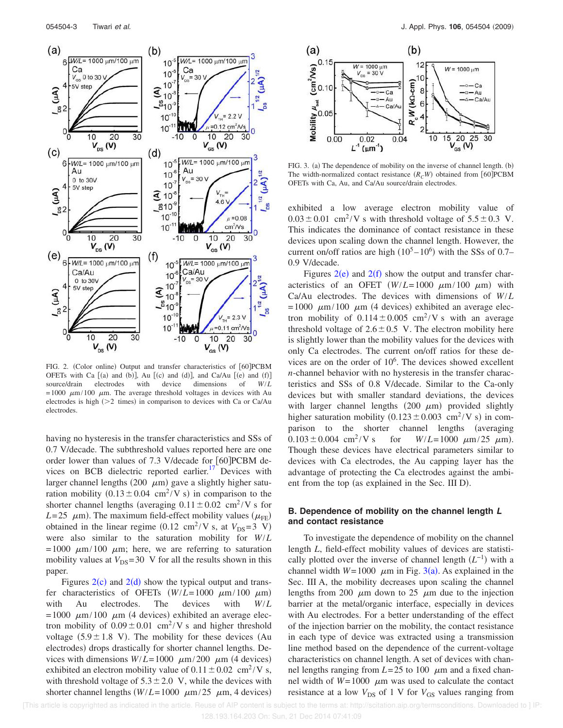FIG. 2. (Color online) Output and transfer characteristics of [60]PCBM OFETs with Ca [(a) and (b)], Au [(c) and (d)], and Ca/Au [(e) and (f)] source/drain electrodes with device dimensions of $W/L = 1000\ \mu\text{m}/100\ \mu\text{m}$. The average threshold voltages in devices with Au electrodes is high (>2 times) in comparison to devices with Ca or Ca/Au electrodes.

having no hysteresis in the transfer characteristics and SSs of 0.7 V/decade. The subthreshold values reported here are one order lower than values of 7.3 V/decade for [60]PCBM devices on BCB dielectric reported earlier.[17] Devices with larger channel lengths (200 $\mu$m) gave a slightly higher saturation mobility ($0.13 \pm 0.04\ \text{cm}^2/\text{V s}$) in comparison to the shorter channel lengths (averaging $0.11 \pm 0.02\ \text{cm}^2/\text{V s}$ for $L = 25\ \mu$m). The maximum field-effect mobility values ($\mu_{FE}$) obtained in the linear regime ($0.12\ \text{cm}^2/\text{V s}$, at $V_{DS} = 3$ V) were also similar to the saturation mobility for $W/L = 1000\ \mu\text{m}/100\ \mu\text{m}$; here, we are referring to saturation mobility values at $V_{DS} = 30$ V for all the results shown in this paper.

Figures 2(c) and 2(d) show the typical output and transfer characteristics of OFETs ($W/L = 1000\ \mu\text{m}/100\ \mu\text{m}$) with Au electrodes. The devices with $W/L = 1000\ \mu\text{m}/100\ \mu\text{m}$ (4 devices) exhibited an average electron mobility of $0.09 \pm 0.01\ \text{cm}^2/\text{V s}$ and higher threshold voltage ($5.9 \pm 1.8$ V). The mobility for these devices (Au electrodes) drops drastically for shorter channel lengths. Devices with dimensions $W/L = 1000\ \mu\text{m}/200\ \mu\text{m}$ (4 devices) exhibited an electron mobility value of $0.11 \pm 0.02\ \text{cm}^2/\text{V s}$, with threshold voltage of $5.3 \pm 2.0$ V, while the devices with shorter channel lengths ($W/L = 1000\ \mu\text{m}/25\ \mu\text{m}$, 4 devices) exhibited a low average electron mobility value of $0.03 \pm 0.01\ \text{cm}^2/\text{V s}$ with threshold voltage of $5.5 \pm 0.3$ V. This indicates the dominance of contact resistance in these devices upon scaling down the channel length. However, the current on/off ratios are high ($10^5$–$10^6$) with the SSs of 0.7–0.9 V/decade.

FIG. 3. (a) The dependence of mobility on the inverse of channel length. (b) The width-normalized contact resistance ($R_C W$) obtained from [60]PCBM OFETs with Ca, Au, and Ca/Au source/drain electrodes.

Figures 2(e) and 2(f) show the output and transfer characteristics of an OFET ($W/L = 1000\ \mu\text{m}/100\ \mu\text{m}$) with Ca/Au electrodes. The devices with dimensions of $W/L = 1000\ \mu\text{m}/100\ \mu\text{m}$ (4 devices) exhibited an average electron mobility of $0.114 \pm 0.005\ \text{cm}^2/\text{V s}$ with an average threshold voltage of $2.6 \pm 0.5$ V. The electron mobility here is slightly lower than the mobility values for the devices with only Ca electrodes. The current on/off ratios for these devices are on the order of $10^6$. The devices showed excellent $n$-channel behavior with no hysteresis in the transfer characteristics and SSs of 0.8 V/decade. Similar to the Ca-only devices but with smaller standard deviations, the devices with larger channel lengths (200 $\mu$m) provided slightly higher saturation mobility ($0.123 \pm 0.003\ \text{cm}^2/\text{V s}$) in comparison to the shorter channel lengths (averaging $0.103 \pm 0.004\ \text{cm}^2/\text{V s}$ for $W/L = 1000\ \mu\text{m}/25\ \mu\text{m}$). Though these devices have electrical parameters similar to devices with Ca electrodes, the Au capping layer has the advantage of protecting the Ca electrodes against the ambient from the top (as explained in the Sec. III D).

### B. Dependence of mobility on the channel length $L$ and contact resistance

To investigate the dependence of mobility on the channel length $L$, field-effect mobility values of devices are statistically plotted over the inverse of channel length ($L^{-1}$) with a channel width $W = 1000\ \mu$m in Fig. 3(a). As explained in the Sec. III A, the mobility decreases upon scaling the channel lengths from 200 $\mu$m down to 25 $\mu$m due to the injection barrier at the metal/organic interface, especially in devices with Au electrodes. For a better understanding of the effect of the injection barrier on the mobility, the contact resistance in each type of device was extracted using a transmission line method based on the dependence of the current-voltage characteristics on channel length. A set of devices with channel lengths ranging from $L = 25$ to 100 $\mu$m and a fixed channel width of $W = 1000\ \mu$m was used to calculate the contact resistance at a low $V_{DS}$ of 1 V for $V_{GS}$ values ranging from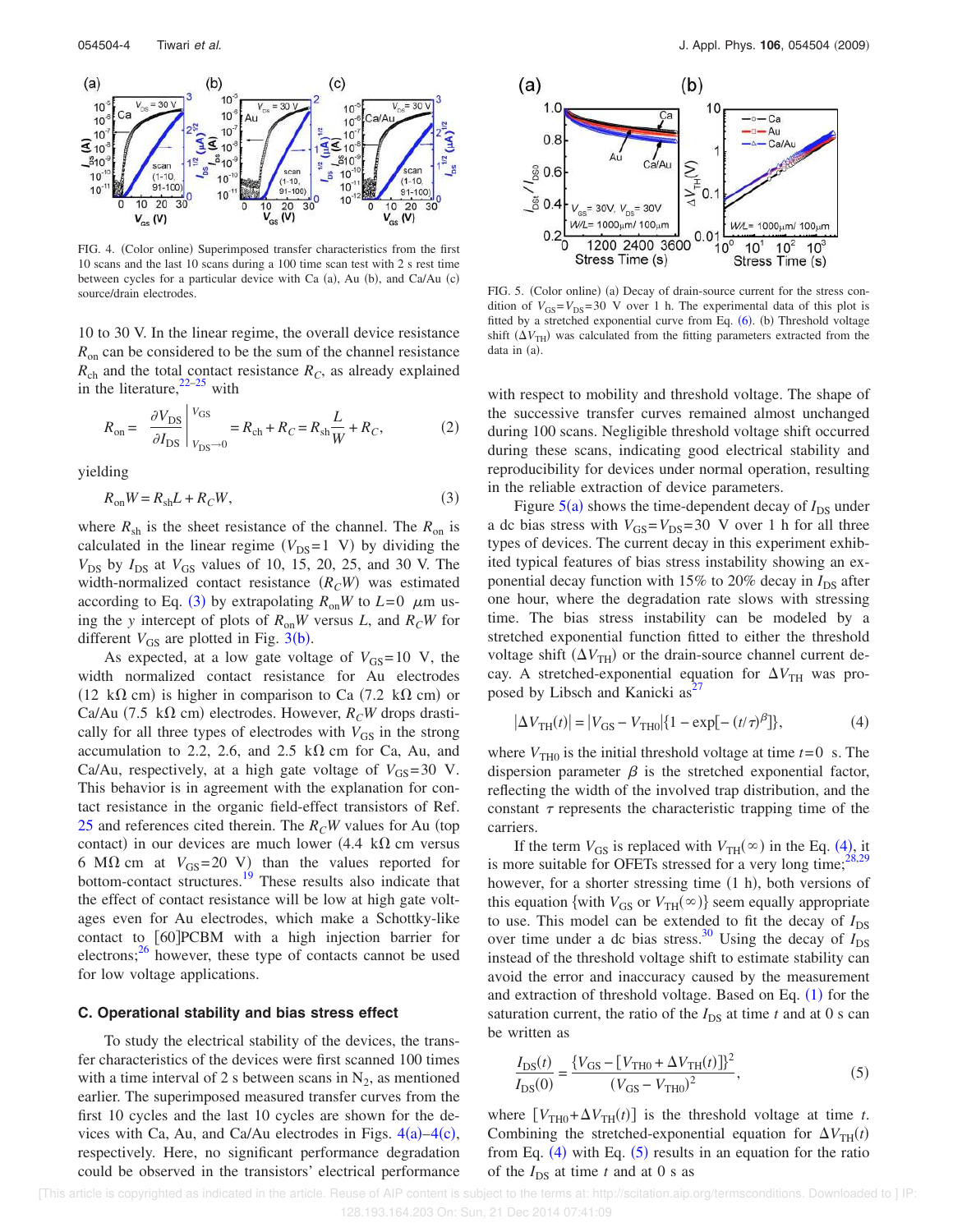FIG. 4. (Color online) Superimposed transfer characteristics from the first 10 scans and the last 10 scans during a 100 time scan test with 2 s rest time between cycles for a particular device with Ca (a), Au (b), and Ca/Au (c) source/drain electrodes.

10 to 30 V. In the linear regime, the overall device resistance $R_{on}$ can be considered to be the sum of the channel resistance $R_{ch}$ and the total contact resistance $R_C$, as already explained in the literature,[22–25] with

$$R_{on} = \left.\frac{\partial V_{DS}}{\partial I_{DS}}\right|_{V_{DS}\to 0}^{V_{GS}} = R_{ch} + R_C = R_{sh}\frac{L}{W} + R_C, \quad (2)$$

yielding

$$R_{on}W = R_{sh}L + R_C W, \quad (3)$$

where $R_{sh}$ is the sheet resistance of the channel. The $R_{on}$ is calculated in the linear regime ($V_{DS}=1$ V) by dividing the $V_{DS}$ by $I_{DS}$ at $V_{GS}$ values of 10, 15, 20, 25, and 30 V. The width-normalized contact resistance ($R_C W$) was estimated according to Eq. (3) by extrapolating $R_{on}W$ to $L=0$ $\mu$m using the $y$ intercept of plots of $R_{on}W$ versus $L$, and $R_C W$ for different $V_{GS}$ are plotted in Fig. 3(b).

As expected, at a low gate voltage of $V_{GS}=10$ V, the width normalized contact resistance for Au electrodes (12 kΩ cm) is higher in comparison to Ca (7.2 kΩ cm) or Ca/Au (7.5 kΩ cm) electrodes. However, $R_C W$ drops drastically for all three types of electrodes with $V_{GS}$ in the strong accumulation to 2.2, 2.6, and 2.5 kΩ cm for Ca, Au, and Ca/Au, respectively, at a high gate voltage of $V_{GS}=30$ V. This behavior is in agreement with the explanation for contact resistance in the organic field-effect transistors of Ref. 25 and references cited therein. The $R_C W$ values for Au (top contact) in our devices are much lower (4.4 kΩ cm versus 6 MΩ cm at $V_{GS}=20$ V) than the values reported for bottom-contact structures.[19] These results also indicate that the effect of contact resistance will be low at high gate voltages even for Au electrodes, which make a Schottky-like contact to [60]PCBM with a high injection barrier for electrons;[26] however, these type of contacts cannot be used for low voltage applications.

### C. Operational stability and bias stress effect

To study the electrical stability of the devices, the transfer characteristics of the devices were first scanned 100 times with a time interval of 2 s between scans in $N_2$, as mentioned earlier. The superimposed measured transfer curves from the first 10 cycles and the last 10 cycles are shown for the devices with Ca, Au, and Ca/Au electrodes in Figs. 4(a)–4(c), respectively. Here, no significant performance degradation could be observed in the transistors' electrical performance with respect to mobility and threshold voltage. The shape of the successive transfer curves remained almost unchanged during 100 scans. Negligible threshold voltage shift occurred during these scans, indicating good electrical stability and reproducibility for devices under normal operation, resulting in the reliable extraction of device parameters.

FIG. 5. (Color online) (a) Decay of drain-source current for the stress condition of $V_{GS}=V_{DS}=30$ V over 1 h. The experimental data of this plot is fitted by a stretched exponential curve from Eq. (6). (b) Threshold voltage shift ($\Delta V_{TH}$) was calculated from the fitting parameters extracted from the data in (a).

Figure 5(a) shows the time-dependent decay of $I_{DS}$ under a dc bias stress with $V_{GS}=V_{DS}=30$ V over 1 h for all three types of devices. The current decay in this experiment exhibited typical features of bias stress instability showing an exponential decay function with 15% to 20% decay in $I_{DS}$ after one hour, where the degradation rate slows with stressing time. The bias stress instability can be modeled by a stretched exponential function fitted to either the threshold voltage shift ($\Delta V_{TH}$) or the drain-source channel current decay. A stretched-exponential equation for $\Delta V_{TH}$ was proposed by Libsch and Kanicki as[27]

$$|\Delta V_{TH}(t)| = |V_{GS} - V_{TH0}|\{1 - \exp[-(t/\tau)^{\beta}]\}, \quad (4)$$

where $V_{TH0}$ is the initial threshold voltage at time $t=0$ s. The dispersion parameter $\beta$ is the stretched exponential factor, reflecting the width of the involved trap distribution, and the constant $\tau$ represents the characteristic trapping time of the carriers.

If the term $V_{GS}$ is replaced with $V_{TH}(\infty)$ in the Eq. (4), it is more suitable for OFETs stressed for a very long time;[28,29] however, for a shorter stressing time (1 h), both versions of this equation {with $V_{GS}$ or $V_{TH}(\infty)$} seem equally appropriate to use. This model can be extended to fit the decay of $I_{DS}$ over time under a dc bias stress.[30] Using the decay of $I_{DS}$ instead of the threshold voltage shift to estimate stability can avoid the error and inaccuracy caused by the measurement and extraction of threshold voltage. Based on Eq. (1) for the saturation current, the ratio of the $I_{DS}$ at time $t$ and at 0 s can be written as

$$\frac{I_{DS}(t)}{I_{DS}(0)} = \frac{\{V_{GS} - [V_{TH0} + \Delta V_{TH}(t)]\}^2}{(V_{GS} - V_{TH0})^2}, \quad (5)$$

where $[V_{TH0}+\Delta V_{TH}(t)]$ is the threshold voltage at time $t$. Combining the stretched-exponential equation for $\Delta V_{TH}(t)$ from Eq. (4) with Eq. (5) results in an equation for the ratio of the $I_{DS}$ at time $t$ and at 0 s as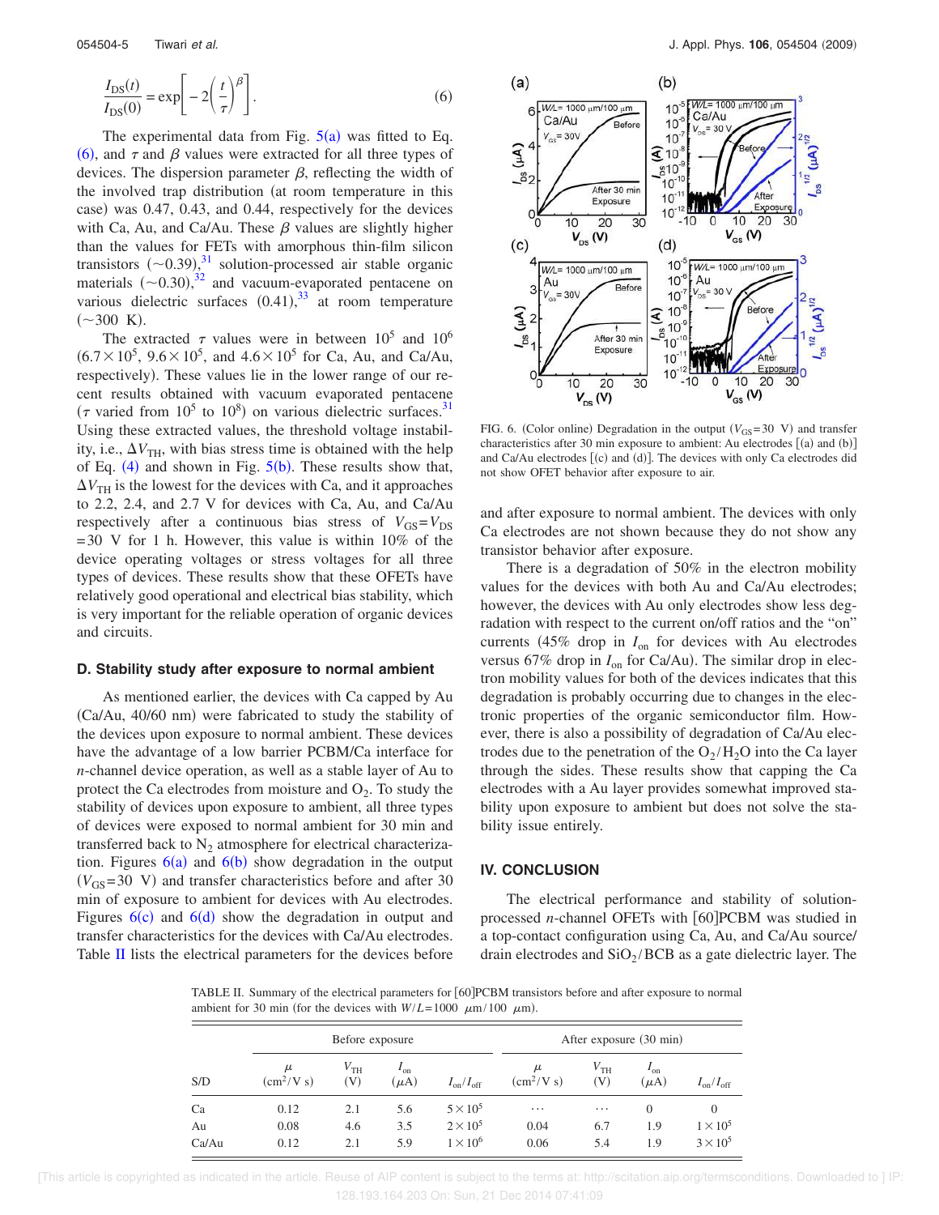$$\frac{I_{\rm DS}(t)}{I_{\rm DS}(0)} = \exp\left[-2\left(\frac{t}{\tau}\right)^{\beta}\right]. \tag{6}$$

The experimental data from Fig. 5(a) was fitted to Eq. (6), and $\tau$ and $\beta$ values were extracted for all three types of devices. The dispersion parameter $\beta$, reflecting the width of the involved trap distribution (at room temperature in this case) was 0.47, 0.43, and 0.44, respectively for the devices with Ca, Au, and Ca/Au. These $\beta$ values are slightly higher than the values for FETs with amorphous thin-film silicon transistors ($\sim$0.39),[31] solution-processed air stable organic materials ($\sim$0.30),[32] and vacuum-evaporated pentacene on various dielectric surfaces (0.41),[33] at room temperature ($\sim$300 K).

The extracted $\tau$ values were in between $10^5$ and $10^6$ ($6.7\times10^5$, $9.6\times10^5$, and $4.6\times10^5$ for Ca, Au, and Ca/Au, respectively). These values lie in the lower range of our recent results obtained with vacuum evaporated pentacene ($\tau$ varied from $10^5$ to $10^8$) on various dielectric surfaces.[31] Using these extracted values, the threshold voltage instability, i.e., $\Delta V_{\rm TH}$, with bias stress time is obtained with the help of Eq. (4) and shown in Fig. 5(b). These results show that, $\Delta V_{\rm TH}$ is the lowest for the devices with Ca, and it approaches to 2.2, 2.4, and 2.7 V for devices with Ca, Au, and Ca/Au respectively after a continuous bias stress of $V_{\rm GS}=V_{\rm DS}$ $=30$ V for 1 h. However, this value is within 10% of the device operating voltages or stress voltages for all three types of devices. These results show that these OFETs have relatively good operational and electrical bias stability, which is very important for the reliable operation of organic devices and circuits.

### D. Stability study after exposure to normal ambient

As mentioned earlier, the devices with Ca capped by Au (Ca/Au, 40/60 nm) were fabricated to study the stability of the devices upon exposure to normal ambient. These devices have the advantage of a low barrier PCBM/Ca interface for *n*-channel device operation, as well as a stable layer of Au to protect the Ca electrodes from moisture and $O_2$. To study the stability of devices upon exposure to ambient, all three types of devices were exposed to normal ambient for 30 min and transferred back to $N_2$ atmosphere for electrical characterization. Figures 6(a) and 6(b) show degradation in the output ($V_{\rm GS}=30$ V) and transfer characteristics before and after 30 min of exposure to ambient for devices with Au electrodes. Figures 6(c) and 6(d) show the degradation in output and transfer characteristics for the devices with Ca/Au electrodes. Table II lists the electrical parameters for the devices before and after exposure to normal ambient. The devices with only Ca electrodes are not shown because they do not show any transistor behavior after exposure.

FIG. 6. (Color online) Degradation in the output ($V_{\rm GS}=30$ V) and transfer characteristics after 30 min exposure to ambient: Au electrodes [(a) and (b)] and Ca/Au electrodes [(c) and (d)]. The devices with only Ca electrodes did not show OFET behavior after exposure to air.

There is a degradation of 50% in the electron mobility values for the devices with both Au and Ca/Au electrodes; however, the devices with Au only electrodes show less degradation with respect to the current on/off ratios and the "on" currents (45% drop in $I_{\rm on}$ for devices with Au electrodes versus 67% drop in $I_{\rm on}$ for Ca/Au). The similar drop in electron mobility values for both of the devices indicates that this degradation is probably occurring due to changes in the electronic properties of the organic semiconductor film. However, there is also a possibility of degradation of Ca/Au electrodes due to the penetration of the $O_2/H_2O$ into the Ca layer through the sides. These results show that capping the Ca electrodes with a Au layer provides somewhat improved stability upon exposure to ambient but does not solve the stability issue entirely.

## IV. CONCLUSION

The electrical performance and stability of solution-processed *n*-channel OFETs with [60]PCBM was studied in a top-contact configuration using Ca, Au, and Ca/Au source/drain electrodes and $SiO_2$/BCB as a gate dielectric layer. The

TABLE II. Summary of the electrical parameters for [60]PCBM transistors before and after exposure to normal ambient for 30 min (for the devices with $W/L=1000$ $\mu$m/100 $\mu$m).

| | Before exposure | | | | After exposure (30 min) | | | |
|---|---|---|---|---|---|---|---|---|
| S/D | $\mu$ (cm$^2$/V s) | $V_{\rm TH}$ (V) | $I_{\rm on}$ ($\mu$A) | $I_{\rm on}/I_{\rm off}$ | $\mu$ (cm$^2$/V s) | $V_{\rm TH}$ (V) | $I_{\rm on}$ ($\mu$A) | $I_{\rm on}/I_{\rm off}$ |
| Ca | 0.12 | 2.1 | 5.6 | $5\times10^5$ | ... | ... | 0 | 0 |
| Au | 0.08 | 4.6 | 3.5 | $2\times10^5$ | 0.04 | 6.7 | 1.9 | $1\times10^5$ |
| Ca/Au | 0.12 | 2.1 | 5.9 | $1\times10^6$ | 0.06 | 5.4 | 1.9 | $3\times10^5$ |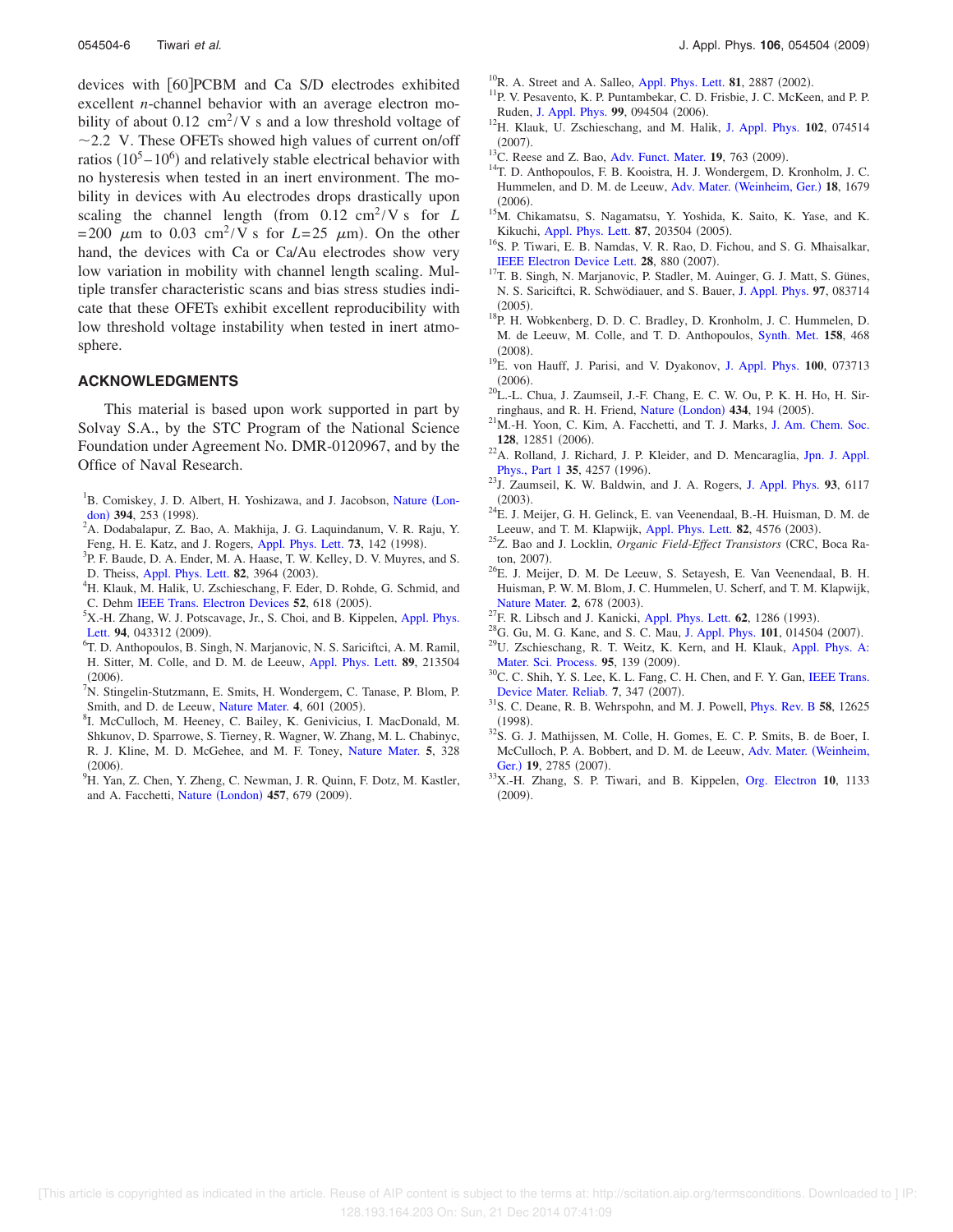devices with [60]PCBM and Ca S/D electrodes exhibited excellent *n*-channel behavior with an average electron mobility of about 0.12 $cm^2/V$ s and a low threshold voltage of ~2.2 V. These OFETs showed high values of current on/off ratios ($10^5$–$10^6$) and relatively stable electrical behavior with no hysteresis when tested in an inert environment. The mobility in devices with Au electrodes drops drastically upon scaling the channel length (from 0.12 $cm^2/V$ s for $L$ =200 $\mu$m to 0.03 $cm^2/V$ s for $L$=25 $\mu$m). On the other hand, the devices with Ca or Ca/Au electrodes show very low variation in mobility with channel length scaling. Multiple transfer characteristic scans and bias stress studies indicate that these OFETs exhibit excellent reproducibility with low threshold voltage instability when tested in inert atmosphere.

## ACKNOWLEDGMENTS

This material is based upon work supported in part by Solvay S.A., by the STC Program of the National Science Foundation under Agreement No. DMR-0120967, and by the Office of Naval Research.

[1] B. Comiskey, J. D. Albert, H. Yoshizawa, and J. Jacobson, Nature (London) **394**, 253 (1998).
[2] A. Dodabalapur, Z. Bao, A. Makhija, J. G. Laquindanum, V. R. Raju, Y. Feng, H. E. Katz, and J. Rogers, Appl. Phys. Lett. **73**, 142 (1998).
[3] P. F. Baude, D. A. Ender, M. A. Haase, T. W. Kelley, D. V. Muyres, and S. D. Theiss, Appl. Phys. Lett. **82**, 3964 (2003).
[4] H. Klauk, M. Halik, U. Zschieschang, F. Eder, D. Rohde, G. Schmid, and C. Dehm IEEE Trans. Electron Devices **52**, 618 (2005).
[5] X.-H. Zhang, W. J. Potscavage, Jr., S. Choi, and B. Kippelen, Appl. Phys. Lett. **94**, 043312 (2009).
[6] T. D. Anthopoulos, B. Singh, N. Marjanovic, N. S. Sariciftci, A. M. Ramil, H. Sitter, M. Colle, and D. M. de Leeuw, Appl. Phys. Lett. **89**, 213504 (2006).
[7] N. Stingelin-Stutzmann, E. Smits, H. Wondergem, C. Tanase, P. Blom, P. Smith, and D. de Leeuw, Nature Mater. **4**, 601 (2005).
[8] I. McCulloch, M. Heeney, C. Bailey, K. Genivicius, I. MacDonald, M. Shkunov, D. Sparrowe, S. Tierney, R. Wagner, W. Zhang, M. L. Chabinyc, R. J. Kline, M. D. McGehee, and M. F. Toney, Nature Mater. **5**, 328 (2006).
[9] H. Yan, Z. Chen, Y. Zheng, C. Newman, J. R. Quinn, F. Dotz, M. Kastler, and A. Facchetti, Nature (London) **457**, 679 (2009).
[10] R. A. Street and A. Salleo, Appl. Phys. Lett. **81**, 2887 (2002).
[11] P. V. Pesavento, K. P. Puntambekar, C. D. Frisbie, J. C. McKeen, and P. P. Ruden, J. Appl. Phys. **99**, 094504 (2006).
[12] H. Klauk, U. Zschieschang, and M. Halik, J. Appl. Phys. **102**, 074514 (2007).
[13] C. Reese and Z. Bao, Adv. Funct. Mater. **19**, 763 (2009).
[14] T. D. Anthopoulos, F. B. Kooistra, H. J. Wondergem, D. Kronholm, J. C. Hummelen, and D. M. de Leeuw, Adv. Mater. (Weinheim, Ger.) **18**, 1679 (2006).
[15] M. Chikamatsu, S. Nagamatsu, Y. Yoshida, K. Saito, K. Yase, and K. Kikuchi, Appl. Phys. Lett. **87**, 203504 (2005).
[16] S. P. Tiwari, E. B. Namdas, V. R. Rao, D. Fichou, and S. G. Mhaisalkar, IEEE Electron Device Lett. **28**, 880 (2007).
[17] T. B. Singh, N. Marjanovic, P. Stadler, M. Auinger, G. J. Matt, S. Günes, N. S. Sariciftci, R. Schwödiauer, and S. Bauer, J. Appl. Phys. **97**, 083714 (2005).
[18] P. H. Wobkenberg, D. D. C. Bradley, D. Kronholm, J. C. Hummelen, D. M. de Leeuw, M. Colle, and T. D. Anthopoulos, Synth. Met. **158**, 468 (2008).
[19] E. von Hauff, J. Parisi, and V. Dyakonov, J. Appl. Phys. **100**, 073713 (2006).
[20] L.-L. Chua, J. Zaumseil, J.-F. Chang, E. C. W. Ou, P. K. H. Ho, H. Sirringhaus, and R. H. Friend, Nature (London) **434**, 194 (2005).
[21] M.-H. Yoon, C. Kim, A. Facchetti, and T. J. Marks, J. Am. Chem. Soc. **128**, 12851 (2006).
[22] A. Rolland, J. Richard, J. P. Kleider, and D. Mencaraglia, Jpn. J. Appl. Phys., Part 1 **35**, 4257 (1996).
[23] J. Zaumseil, K. W. Baldwin, and J. A. Rogers, J. Appl. Phys. **93**, 6117 (2003).
[24] E. J. Meijer, G. H. Gelinck, E. van Veenendaal, B.-H. Huisman, D. M. de Leeuw, and T. M. Klapwijk, Appl. Phys. Lett. **82**, 4576 (2003).
[25] Z. Bao and J. Locklin, *Organic Field-Effect Transistors* (CRC, Boca Raton, 2007).
[26] E. J. Meijer, D. M. De Leeuw, S. Setayesh, E. Van Veenendaal, B. H. Huisman, P. W. M. Blom, J. C. Hummelen, U. Scherf, and T. M. Klapwijk, Nature Mater. **2**, 678 (2003).
[27] F. R. Libsch and J. Kanicki, Appl. Phys. Lett. **62**, 1286 (1993).
[28] G. Gu, M. G. Kane, and S. C. Mau, J. Appl. Phys. **101**, 014504 (2007).
[29] U. Zschieschang, R. T. Weitz, K. Kern, and H. Klauk, Appl. Phys. A: Mater. Sci. Process. **95**, 139 (2009).
[30] C. C. Shih, Y. S. Lee, K. L. Fang, C. H. Chen, and F. Y. Gan, IEEE Trans. Device Mater. Reliab. **7**, 347 (2007).
[31] S. C. Deane, R. B. Wehrspohn, and M. J. Powell, Phys. Rev. B **58**, 12625 (1998).
[32] S. G. J. Mathijssen, M. Colle, H. Gomes, E. C. P. Smits, B. de Boer, I. McCulloch, P. A. Bobbert, and D. M. de Leeuw, Adv. Mater. (Weinheim, Ger.) **19**, 2785 (2007).
[33] X.-H. Zhang, S. P. Tiwari, and B. Kippelen, Org. Electron **10**, 1133 (2009).